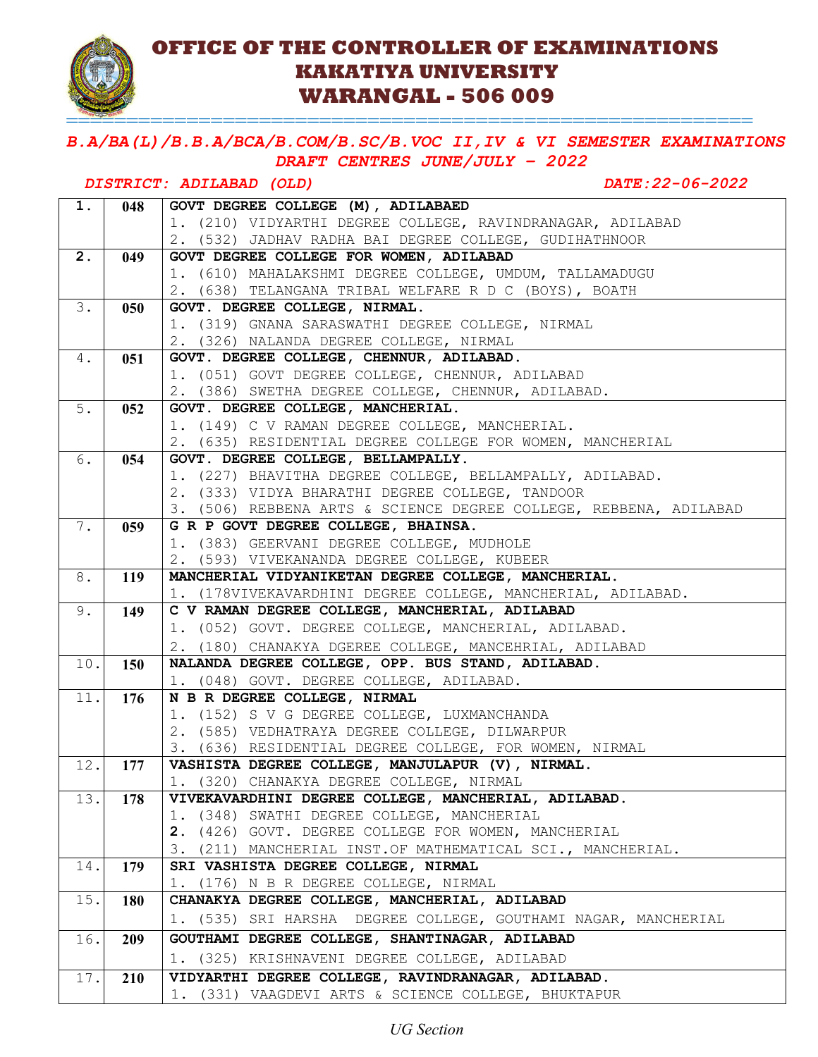# OFFICE OF THE CONTROLLER OF EXAMINATIONS
# KAKATIYA UNIVERSITY
# WARANGAL - 506 009

## *B.A/BA(L)/B.B.A/BCA/B.COM/B.SC/B.VOC II,IV & VI SEMESTER EXAMINATIONS*
## *DRAFT CENTRES JUNE/JULY – 2022*

*DISTRICT: ADILABAD (OLD)* *DATE:22-06-2022*

| | | |
|---|---|---|
| **1.** | **048** | **GOVT DEGREE COLLEGE (M), ADILABAED**<br>1. (210) VIDYARTHI DEGREE COLLEGE, RAVINDRANAGAR, ADILABAD<br>2. (532) JADHAV RADHA BAI DEGREE COLLEGE, GUDIHATHNOOR |
| **2.** | **049** | **GOVT DEGREE COLLEGE FOR WOMEN, ADILABAD**<br>1. (610) MAHALAKSHMI DEGREE COLLEGE, UMDUM, TALLAMADUGU<br>2. (638) TELANGANA TRIBAL WELFARE R D C (BOYS), BOATH |
| 3. | **050** | **GOVT. DEGREE COLLEGE, NIRMAL.**<br>1. (319) GNANA SARASWATHI DEGREE COLLEGE, NIRMAL<br>2. (326) NALANDA DEGREE COLLEGE, NIRMAL |
| 4. | **051** | **GOVT. DEGREE COLLEGE, CHENNUR, ADILABAD.**<br>1. (051) GOVT DEGREE COLLEGE, CHENNUR, ADILABAD<br>2. (386) SWETHA DEGREE COLLEGE, CHENNUR, ADILABAD. |
| 5. | **052** | **GOVT. DEGREE COLLEGE, MANCHERIAL.**<br>1. (149) C V RAMAN DEGREE COLLEGE, MANCHERIAL.<br>2. (635) RESIDENTIAL DEGREE COLLEGE FOR WOMEN, MANCHERIAL |
| 6. | **054** | **GOVT. DEGREE COLLEGE, BELLAMPALLY.**<br>1. (227) BHAVITHA DEGREE COLLEGE, BELLAMPALLY, ADILABAD.<br>2. (333) VIDYA BHARATHI DEGREE COLLEGE, TANDOOR<br>3. (506) REBBENA ARTS & SCIENCE DEGREE COLLEGE, REBBENA, ADILABAD |
| 7. | **059** | **G R P GOVT DEGREE COLLEGE, BHAINSA.**<br>1. (383) GEERVANI DEGREE COLLEGE, MUDHOLE<br>2. (593) VIVEKANANDA DEGREE COLLEGE, KUBEER |
| 8. | **119** | **MANCHERIAL VIDYANIKETAN DEGREE COLLEGE, MANCHERIAL.**<br>1. (178VIVEKAVARDHINI DEGREE COLLEGE, MANCHERIAL, ADILABAD. |
| 9. | **149** | **C V RAMAN DEGREE COLLEGE, MANCHERIAL, ADILABAD**<br>1. (052) GOVT. DEGREE COLLEGE, MANCHERIAL, ADILABAD.<br>2. (180) CHANAKYA DGEREE COLLEGE, MANCEHRIAL, ADILABAD |
| 10. | **150** | **NALANDA DEGREE COLLEGE, OPP. BUS STAND, ADILABAD.**<br>1. (048) GOVT. DEGREE COLLEGE, ADILABAD. |
| 11. | **176** | **N B R DEGREE COLLEGE, NIRMAL**<br>1. (152) S V G DEGREE COLLEGE, LUXMANCHANDA<br>2. (585) VEDHATRAYA DEGREE COLLEGE, DILWARPUR<br>3. (636) RESIDENTIAL DEGREE COLLEGE, FOR WOMEN, NIRMAL |
| 12. | **177** | **VASHISTA DEGREE COLLEGE, MANJULAPUR (V), NIRMAL.**<br>1. (320) CHANAKYA DEGREE COLLEGE, NIRMAL |
| 13. | **178** | **VIVEKAVARDHINI DEGREE COLLEGE, MANCHERIAL, ADILABAD.**<br>1. (348) SWATHI DEGREE COLLEGE, MANCHERIAL<br>**2.** (426) GOVT. DEGREE COLLEGE FOR WOMEN, MANCHERIAL<br>3. (211) MANCHERIAL INST.OF MATHEMATICAL SCI., MANCHERIAL. |
| 14. | **179** | **SRI VASHISTA DEGREE COLLEGE, NIRMAL**<br>1. (176) N B R DEGREE COLLEGE, NIRMAL |
| 15. | **180** | **CHANAKYA DEGREE COLLEGE, MANCHERIAL, ADILABAD**<br>1. (535) SRI HARSHA DEGREE COLLEGE, GOUTHAMI NAGAR, MANCHERIAL |
| 16. | **209** | **GOUTHAMI DEGREE COLLEGE, SHANTINAGAR, ADILABAD**<br>1. (325) KRISHNAVENI DEGREE COLLEGE, ADILABAD |
| 17. | **210** | **VIDYARTHI DEGREE COLLEGE, RAVINDRANAGAR, ADILABAD.**<br>1. (331) VAAGDEVI ARTS & SCIENCE COLLEGE, BHUKTAPUR |

*UG Section*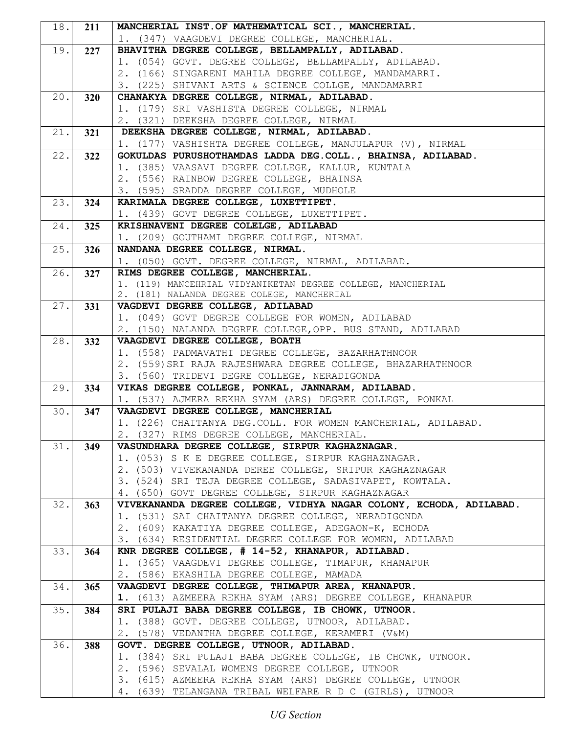| | | |
|---|---|---|
| 18. | **211** | **MANCHERIAL INST.OF MATHEMATICAL SCI., MANCHERIAL.**<br>1. (347) VAAGDEVI DEGREE COLLEGE, MANCHERIAL. |
| 19. | **227** | **BHAVITHA DEGREE COLLEGE, BELLAMPALLY, ADILABAD.**<br>1. (054) GOVT. DEGREE COLLEGE, BELLAMPALLY, ADILABAD.<br>2. (166) SINGARENI MAHILA DEGREE COLLEGE, MANDAMARRI.<br>3. (225) SHIVANI ARTS & SCIENCE COLLGE, MANDAMARRI |
| 20. | **320** | **CHANAKYA DEGREE COLLEGE, NIRMAL, ADILABAD.**<br>1. (179) SRI VASHISTA DEGREE COLLEGE, NIRMAL<br>2. (321) DEEKSHA DEGREE COLLEGE, NIRMAL |
| 21. | **321** | **DEEKSHA DEGREE COLLEGE, NIRMAL, ADILABAD.**<br>1. (177) VASHISHTA DEGREE COLLEGE, MANJULAPUR (V), NIRMAL |
| 22. | **322** | **GOKULDAS PURUSHOTHAMDAS LADDA DEG.COLL., BHAINSA, ADILABAD.**<br>1. (385) VAASAVI DEGREE COLLEGE, KALLUR, KUNTALA<br>2. (556) RAINBOW DEGREE COLLEGE, BHAINSA<br>3. (595) SRADDA DEGREE COLLEGE, MUDHOLE |
| 23. | **324** | **KARIMALA DEGREE COLLEGE, LUXETTIPET.**<br>1. (439) GOVT DEGREE COLLEGE, LUXETTIPET. |
| 24. | **325** | **KRISHNAVENI DEGREE COLELGE, ADILABAD**<br>1. (209) GOUTHAMI DEGREE COLLEGE, NIRMAL |
| 25. | **326** | **NANDANA DEGREE COLLEGE, NIRMAL.**<br>1. (050) GOVT. DEGREE COLLEGE, NIRMAL, ADILABAD. |
| 26. | **327** | **RIMS DEGREE COLLEGE, MANCHERIAL.**<br>1. (119) MANCEHRIAL VIDYANIKETAN DEGREE COLLEGE, MANCHERIAL<br>2. (181) NALANDA DEGREE COLEGE, MANCHERIAL |
| 27. | **331** | **VAGDEVI DEGREE COLLEGE, ADILABAD**<br>1. (049) GOVT DEGREE COLLEGE FOR WOMEN, ADILABAD<br>2. (150) NALANDA DEGREE COLLEGE,OPP. BUS STAND, ADILABAD |
| 28. | **332** | **VAAGDEVI DEGREE COLLEGE, BOATH**<br>1. (558) PADMAVATHI DEGREE COLLEGE, BAZARHATHNOOR<br>2. (559)SRI RAJA RAJESHWARA DEGREE COLLEGE, BHAZARHATHNOOR<br>3. (560) TRIDEVI DEGRE COLLEGE, NERADIGONDA |
| 29. | **334** | **VIKAS DEGREE COLLEGE, PONKAL, JANNARAM, ADILABAD.**<br>1. (537) AJMERA REKHA SYAM (ARS) DEGREE COLLEGE, PONKAL |
| 30. | **347** | **VAAGDEVI DEGREE COLLEGE, MANCHERIAL**<br>1. (226) CHAITANYA DEG.COLL. FOR WOMEN MANCHERIAL, ADILABAD.<br>2. (327) RIMS DEGREE COLLEGE, MANCHERIAL. |
| 31. | **349** | **VASUNDHARA DEGREE COLLEGE, SIRPUR KAGHAZNAGAR.**<br>1. (053) S K E DEGREE COLLEGE, SIRPUR KAGHAZNAGAR.<br>2. (503) VIVEKANANDA DEREE COLLEGE, SRIPUR KAGHAZNAGAR<br>3. (524) SRI TEJA DEGREE COLLEGE, SADASIVAPET, KOWTALA.<br>4. (650) GOVT DEGREE COLLEGE, SIRPUR KAGHAZNAGAR |
| 32. | **363** | **VIVEKANANDA DEGREE COLLEGE, VIDHYA NAGAR COLONY, ECHODA, ADILABAD.**<br>1. (531) SAI CHAITANYA DEGREE COLLEGE, NERADIGONDA<br>2. (609) KAKATIYA DEGREE COLLEGE, ADEGAON-K, ECHODA<br>3. (634) RESIDENTIAL DEGREE COLLEGE FOR WOMEN, ADILABAD |
| 33. | **364** | **KNR DEGREE COLLEGE, # 14-52, KHANAPUR, ADILABAD.**<br>1. (365) VAAGDEVI DEGREE COLLEGE, TIMAPUR, KHANAPUR<br>2. (586) EKASHILA DEGREE COLLEGE, MAMADA |
| 34. | **365** | **VAAGDEVI DEGREE COLLEGE, THIMAPUR AREA, KHANAPUR.**<br>**1.** (613) AZMEERA REKHA SYAM (ARS) DEGREE COLLEGE, KHANAPUR |
| 35. | **384** | **SRI PULAJI BABA DEGREE COLLEGE, IB CHOWK, UTNOOR.**<br>1. (388) GOVT. DEGREE COLLEGE, UTNOOR, ADILABAD.<br>2. (578) VEDANTHA DEGREE COLLEGE, KERAMERI (V&M) |
| 36. | **388** | **GOVT. DEGREE COLLEGE, UTNOOR, ADILABAD.**<br>1. (384) SRI PULAJI BABA DEGREE COLLEGE, IB CHOWK, UTNOOR.<br>2. (596) SEVALAL WOMENS DEGREE COLLEGE, UTNOOR<br>3. (615) AZMEERA REKHA SYAM (ARS) DEGREE COLLEGE, UTNOOR<br>4. (639) TELANGANA TRIBAL WELFARE R D C (GIRLS), UTNOOR |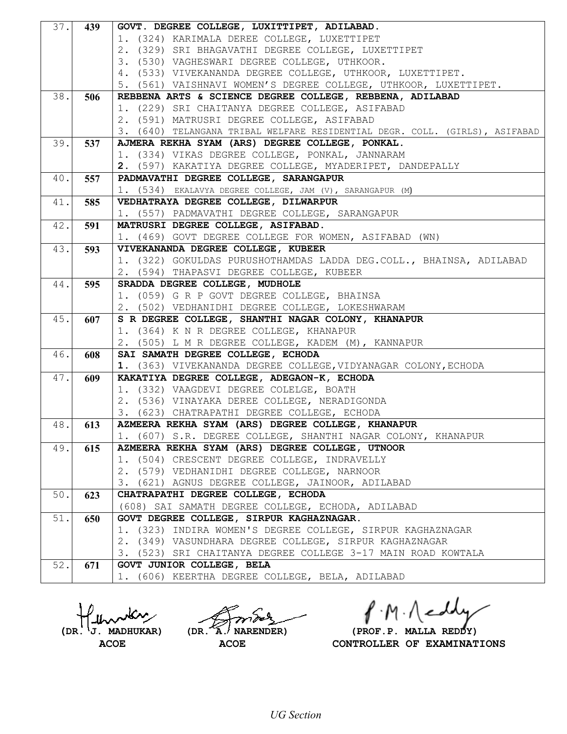| | | |
|---|---|---|
| 37. | **439** | **GOVT. DEGREE COLLEGE, LUXITTIPET, ADILABAD.**<br>1. (324) KARIMALA DEREE COLLEGE, LUXETTIPET<br>2. (329) SRI BHAGAVATHI DEGREE COLLEGE, LUXETTIPET<br>3. (530) VAGHESWARI DEGREE COLLEGE, UTHKOOR.<br>4. (533) VIVEKANANDA DEGREE COLLEGE, UTHKOOR, LUXETTIPET.<br>5. (561) VAISHNAVI WOMEN'S DEGREE COLLEGE, UTHKOOR, LUXETTIPET. |
| 38. | **506** | **REBBENA ARTS & SCIENCE DEGREE COLLEGE, REBBENA, ADILABAD**<br>1. (229) SRI CHAITANYA DEGREE COLLEGE, ASIFABAD<br>2. (591) MATRUSRI DEGREE COLLEGE, ASIFABAD<br>3. (640) TELANGANA TRIBAL WELFARE RESIDENTIAL DEGR. COLL. (GIRLS), ASIFABAD |
| 39. | **537** | **AJMERA REKHA SYAM (ARS) DEGREE COLLEGE, PONKAL.**<br>1. (334) VIKAS DEGREE COLLEGE, PONKAL, JANNARAM<br>**2.** (597) KAKATIYA DEGREE COLLEGE, MYADERIPET, DANDEPALLY |
| 40. | **557** | **PADMAVATHI DEGREE COLLEGE, SARANGAPUR**<br>1. (534) EKALAVYA DEGREE COLLEGE, JAM (V), SARANGAPUR (M) |
| 41. | **585** | **VEDHATRAYA DEGREE COLLEGE, DILWARPUR**<br>1. (557) PADMAVATHI DEGREE COLLEGE, SARANGAPUR |
| 42. | **591** | **MATRUSRI DEGREE COLLEGE, ASIFABAD.**<br>1. (469) GOVT DEGREE COLLEGE FOR WOMEN, ASIFABAD (WN) |
| 43. | **593** | **VIVEKANANDA DEGREE COLLEGE, KUBEER**<br>1. (322) GOKULDAS PURUSHOTHAMDAS LADDA DEG.COLL., BHAINSA, ADILABAD<br>2. (594) THAPASVI DEGREE COLLEGE, KUBEER |
| 44. | **595** | **SRADDA DEGREE COLLEGE, MUDHOLE**<br>1. (059) G R P GOVT DEGREE COLLEGE, BHAINSA<br>2. (502) VEDHANIDHI DEGREE COLLEGE, LOKESHWARAM |
| 45. | **607** | **S R DEGREE COLLEGE, SHANTHI NAGAR COLONY, KHANAPUR**<br>1. (364) K N R DEGREE COLLEGE, KHANAPUR<br>2. (505) L M R DEGREE COLLEGE, KADEM (M), KANNAPUR |
| 46. | **608** | **SAI SAMATH DEGREE COLLEGE, ECHODA**<br>**1.** (363) VIVEKANANDA DEGREE COLLEGE,VIDYANAGAR COLONY,ECHODA |
| 47. | **609** | **KAKATIYA DEGREE COLLEGE, ADEGAON-K, ECHODA**<br>1. (332) VAAGDEVI DEGREE COLELGE, BOATH<br>2. (536) VINAYAKA DEREE COLLEGE, NERADIGONDA<br>3. (623) CHATRAPATHI DEGREE COLLEGE, ECHODA |
| 48. | **613** | **AZMEERA REKHA SYAM (ARS) DEGREE COLLEGE, KHANAPUR**<br>1. (607) S.R. DEGREE COLLEGE, SHANTHI NAGAR COLONY, KHANAPUR |
| 49. | **615** | **AZMEERA REKHA SYAM (ARS) DEGREE COLLEGE, UTNOOR**<br>1. (504) CRESCENT DEGREE COLLEGE, INDRAVELLY<br>2. (579) VEDHANIDHI DEGREE COLLEGE, NARNOOR<br>3. (621) AGNUS DEGREE COLLEGE, JAINOOR, ADILABAD |
| 50. | **623** | **CHATRAPATHI DEGREE COLLEGE, ECHODA**<br>(608) SAI SAMATH DEGREE COLLEGE, ECHODA, ADILABAD |
| 51. | **650** | **GOVT DEGREE COLLEGE, SIRPUR KAGHAZNAGAR.**<br>1. (323) INDIRA WOMEN'S DEGREE COLLEGE, SIRPUR KAGHAZNAGAR<br>2. (349) VASUNDHARA DEGREE COLLEGE, SIRPUR KAGHAZNAGAR<br>3. (523) SRI CHAITANYA DEGREE COLLEGE 3-17 MAIN ROAD KOWTALA |
| 52. | **671** | **GOVT JUNIOR COLLEGE, BELA**<br>1. (606) KEERTHA DEGREE COLLEGE, BELA, ADILABAD |

| | | |
|---|---|---|
| **(DR. J. MADHUKAR)**<br>**ACOE** | **(DR. A. NARENDER)**<br>**ACOE** | **(PROF.P. MALLA REDDY)**<br>**CONTROLLER OF EXAMINATIONS** |

*UG Section*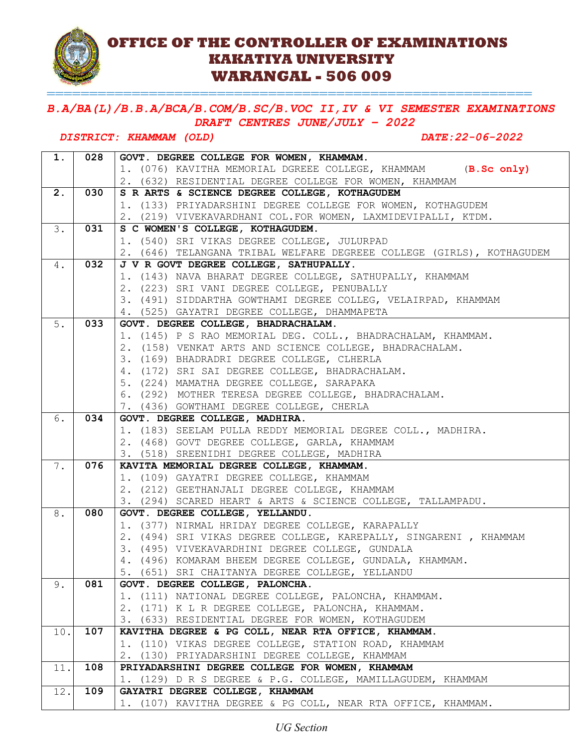# OFFICE OF THE CONTROLLER OF EXAMINATIONS
# KAKATIYA UNIVERSITY
# WARANGAL - 506 009

***B.A/BA(L)/B.B.A/BCA/B.COM/B.SC/B.VOC II,IV & VI SEMESTER EXAMINATIONS***
***DRAFT CENTRES JUNE/JULY – 2022***

***DISTRICT: KHAMMAM (OLD)*** ***DATE:22-06-2022***

| | | |
|---|---|---|
| **1.** | **028** | **GOVT. DEGREE COLLEGE FOR WOMEN, KHAMMAM.**<br>1. (076) KAVITHA MEMORIAL DGREEE COLLEGE, KHAMMAM **(B.Sc only)**<br>2. (632) RESIDENTIAL DEGREE COLLEGE FOR WOMEN, KHAMMAM |
| **2.** | **030** | **S R ARTS & SCIENCE DEGREE COLLEGE, KOTHAGUDEM**<br>1. (133) PRIYADARSHINI DEGREE COLLEGE FOR WOMEN, KOTHAGUDEM<br>2. (219) VIVEKAVARDHANI COL.FOR WOMEN, LAXMIDEVIPALLI, KTDM. |
| 3. | **031** | **S C WOMEN'S COLLEGE, KOTHAGUDEM.**<br>1. (540) SRI VIKAS DEGREE COLLEGE, JULURPAD<br>2. (646) TELANGANA TRIBAL WELFARE DEGREEE COLLEGE (GIRLS), KOTHAGUDEM |
| 4. | **032** | **J V R GOVT DEGREE COLLEGE, SATHUPALLY.**<br>1. (143) NAVA BHARAT DEGREE COLLEGE, SATHUPALLY, KHAMMAM<br>2. (223) SRI VANI DEGREE COLLEGE, PENUBALLY<br>3. (491) SIDDARTHA GOWTHAMI DEGREE COLLEG, VELAIRPAD, KHAMMAM<br>4. (525) GAYATRI DEGREE COLLEGE, DHAMMAPETA |
| 5. | **033** | **GOVT. DEGREE COLLEGE, BHADRACHALAM.**<br>1. (145) P S RAO MEMORIAL DEG. COLL., BHADRACHALAM, KHAMMAM.<br>2. (158) VENKAT ARTS AND SCIENCE COLLEGE, BHADRACHALAM.<br>3. (169) BHADRADRI DEGREE COLLEGE, CLHERLA<br>4. (172) SRI SAI DEGREE COLLEGE, BHADRACHALAM.<br>5. (224) MAMATHA DEGREE COLLEGE, SARAPAKA<br>6. (292) MOTHER TERESA DEGREE COLLEGE, BHADRACHALAM.<br>7. (436) GOWTHAMI DEGREE COLLEGE, CHERLA |
| 6. | **034** | **GOVT. DEGREE COLLEGE, MADHIRA.**<br>1. (183) SEELAM PULLA REDDY MEMORIAL DEGREE COLL., MADHIRA.<br>2. (468) GOVT DEGREE COLLEGE, GARLA, KHAMMAM<br>3. (518) SREENIDHI DEGREE COLLEGE, MADHIRA |
| 7. | **076** | **KAVITA MEMORIAL DEGREE COLLEGE, KHAMMAM.**<br>1. (109) GAYATRI DEGREE COLLEGE, KHAMMAM<br>2. (212) GEETHANJALI DEGREE COLLEGE, KHAMMAM<br>3. (294) SCARED HEART & ARTS & SCIENCE COLLEGE, TALLAMPADU. |
| 8. | **080** | **GOVT. DEGREE COLLEGE, YELLANDU.**<br>1. (377) NIRMAL HRIDAY DEGREE COLLEGE, KARAPALLY<br>2. (494) SRI VIKAS DEGREE COLLEGE, KAREPALLY, SINGARENI , KHAMMAM<br>3. (495) VIVEKAVARDHINI DEGREE COLLEGE, GUNDALA<br>4. (496) KOMARAM BHEEM DEGREE COLLEGE, GUNDALA, KHAMMAM.<br>5. (651) SRI CHAITANYA DEGREE COLLEGE, YELLANDU |
| 9. | **081** | **GOVT. DEGREE COLLEGE, PALONCHA.**<br>1. (111) NATIONAL DEGREE COLLEGE, PALONCHA, KHAMMAM.<br>2. (171) K L R DEGREE COLLEGE, PALONCHA, KHAMMAM.<br>3. (633) RESIDENTIAL DEGREE FOR WOMEN, KOTHAGUDEM |
| 10. | **107** | **KAVITHA DEGREE & PG COLL, NEAR RTA OFFICE, KHAMMAM.**<br>1. (110) VIKAS DEGREE COLLEGE, STATION ROAD, KHAMMAM<br>2. (130) PRIYADARSHINI DEGREE COLLEGE, KHAMMAM |
| 11. | **108** | **PRIYADARSHINI DEGREE COLLEGE FOR WOMEN, KHAMMAM**<br>1. (129) D R S DEGREE & P.G. COLLEGE, MAMILLAGUDEM, KHAMMAM |
| 12. | **109** | **GAYATRI DEGREE COLLEGE, KHAMMAM**<br>1. (107) KAVITHA DEGREE & PG COLL, NEAR RTA OFFICE, KHAMMAM. |

*UG Section*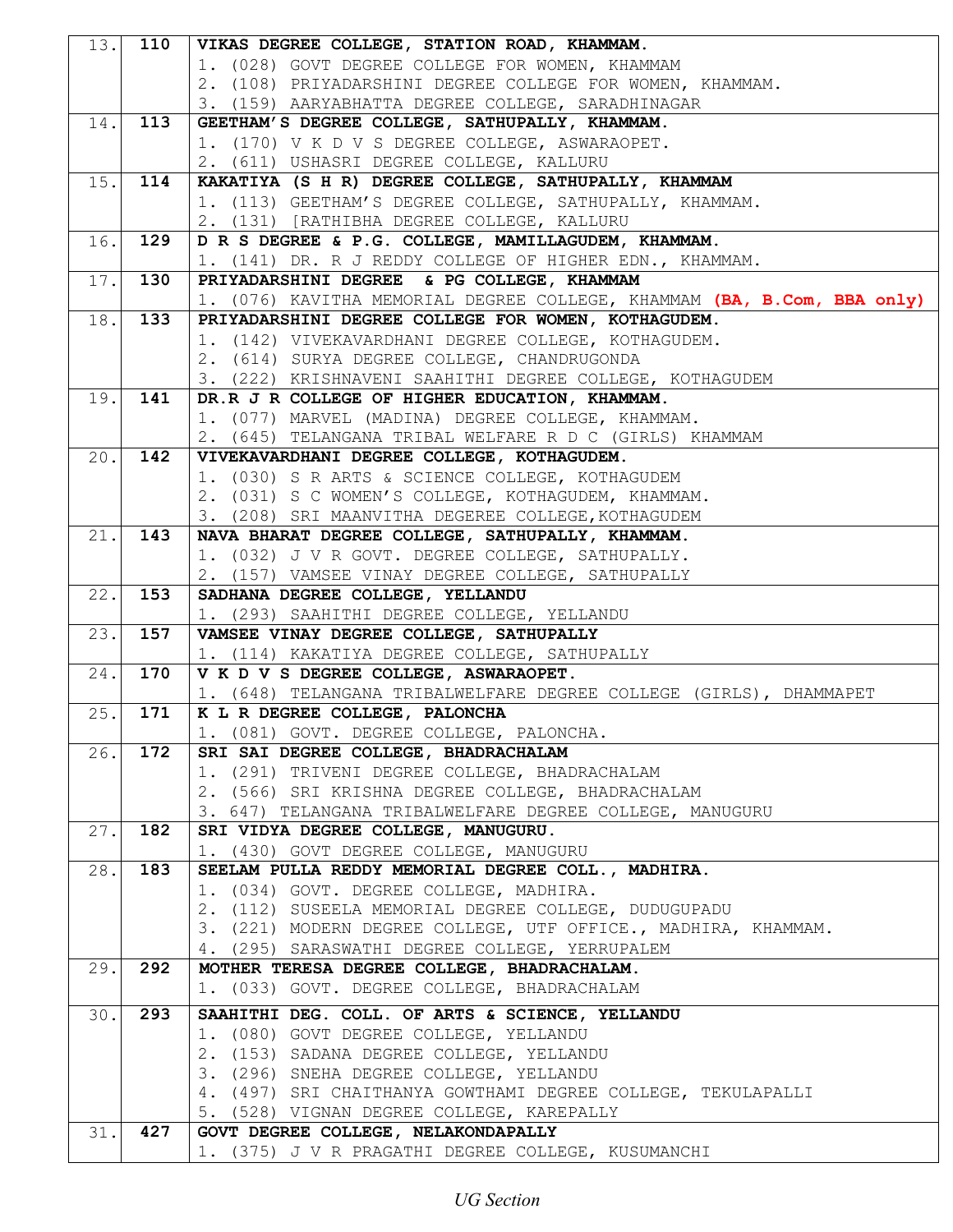| | | |
|---|---|---|
| 13. | **110** | **VIKAS DEGREE COLLEGE, STATION ROAD, KHAMMAM.**<br>1. (028) GOVT DEGREE COLLEGE FOR WOMEN, KHAMMAM<br>2. (108) PRIYADARSHINI DEGREE COLLEGE FOR WOMEN, KHAMMAM.<br>3. (159) AARYABHATTA DEGREE COLLEGE, SARADHINAGAR |
| 14. | **113** | **GEETHAM'S DEGREE COLLEGE, SATHUPALLY, KHAMMAM.**<br>1. (170) V K D V S DEGREE COLLEGE, ASWARAOPET.<br>2. (611) USHASRI DEGREE COLLEGE, KALLURU |
| 15. | **114** | **KAKATIYA (S H R) DEGREE COLLEGE, SATHUPALLY, KHAMMAM**<br>1. (113) GEETHAM'S DEGREE COLLEGE, SATHUPALLY, KHAMMAM.<br>2. (131) [RATHIBHA DEGREE COLLEGE, KALLURU |
| 16. | **129** | **D R S DEGREE & P.G. COLLEGE, MAMILLAGUDEM, KHAMMAM.**<br>1. (141) DR. R J REDDY COLLEGE OF HIGHER EDN., KHAMMAM. |
| 17. | **130** | **PRIYADARSHINI DEGREE & PG COLLEGE, KHAMMAM**<br>1. (076) KAVITHA MEMORIAL DEGREE COLLEGE, KHAMMAM **(BA, B.Com, BBA only)** |
| 18. | **133** | **PRIYADARSHINI DEGREE COLLEGE FOR WOMEN, KOTHAGUDEM.**<br>1. (142) VIVEKAVARDHANI DEGREE COLLEGE, KOTHAGUDEM.<br>2. (614) SURYA DEGREE COLLEGE, CHANDRUGONDA<br>3. (222) KRISHNAVENI SAAHITHI DEGREE COLLEGE, KOTHAGUDEM |
| 19. | **141** | **DR.R J R COLLEGE OF HIGHER EDUCATION, KHAMMAM.**<br>1. (077) MARVEL (MADINA) DEGREE COLLEGE, KHAMMAM.<br>2. (645) TELANGANA TRIBAL WELFARE R D C (GIRLS) KHAMMAM |
| 20. | **142** | **VIVEKAVARDHANI DEGREE COLLEGE, KOTHAGUDEM.**<br>1. (030) S R ARTS & SCIENCE COLLEGE, KOTHAGUDEM<br>2. (031) S C WOMEN'S COLLEGE, KOTHAGUDEM, KHAMMAM.<br>3. (208) SRI MAANVITHA DEGEREE COLLEGE,KOTHAGUDEM |
| 21. | **143** | **NAVA BHARAT DEGREE COLLEGE, SATHUPALLY, KHAMMAM.**<br>1. (032) J V R GOVT. DEGREE COLLEGE, SATHUPALLY.<br>2. (157) VAMSEE VINAY DEGREE COLLEGE, SATHUPALLY |
| 22. | **153** | **SADHANA DEGREE COLLEGE, YELLANDU**<br>1. (293) SAAHITHI DEGREE COLLEGE, YELLANDU |
| 23. | **157** | **VAMSEE VINAY DEGREE COLLEGE, SATHUPALLY**<br>1. (114) KAKATIYA DEGREE COLLEGE, SATHUPALLY |
| 24. | **170** | **V K D V S DEGREE COLLEGE, ASWARAOPET.**<br>1. (648) TELANGANA TRIBALWELFARE DEGREE COLLEGE (GIRLS), DHAMMAPET |
| 25. | **171** | **K L R DEGREE COLLEGE, PALONCHA**<br>1. (081) GOVT. DEGREE COLLEGE, PALONCHA. |
| 26. | **172** | **SRI SAI DEGREE COLLEGE, BHADRACHALAM**<br>1. (291) TRIVENI DEGREE COLLEGE, BHADRACHALAM<br>2. (566) SRI KRISHNA DEGREE COLLEGE, BHADRACHALAM<br>3. 647) TELANGANA TRIBALWELFARE DEGREE COLLEGE, MANUGURU |
| 27. | **182** | **SRI VIDYA DEGREE COLLEGE, MANUGURU.**<br>1. (430) GOVT DEGREE COLLEGE, MANUGURU |
| 28. | **183** | **SEELAM PULLA REDDY MEMORIAL DEGREE COLL., MADHIRA.**<br>1. (034) GOVT. DEGREE COLLEGE, MADHIRA.<br>2. (112) SUSEELA MEMORIAL DEGREE COLLEGE, DUDUGUPADU<br>3. (221) MODERN DEGREE COLLEGE, UTF OFFICE., MADHIRA, KHAMMAM.<br>4. (295) SARASWATHI DEGREE COLLEGE, YERRUPALEM |
| 29. | **292** | **MOTHER TERESA DEGREE COLLEGE, BHADRACHALAM.**<br>1. (033) GOVT. DEGREE COLLEGE, BHADRACHALAM |
| 30. | **293** | **SAAHITHI DEG. COLL. OF ARTS & SCIENCE, YELLANDU**<br>1. (080) GOVT DEGREE COLLEGE, YELLANDU<br>2. (153) SADANA DEGREE COLLEGE, YELLANDU<br>3. (296) SNEHA DEGREE COLLEGE, YELLANDU<br>4. (497) SRI CHAITHANYA GOWTHAMI DEGREE COLLEGE, TEKULAPALLI<br>5. (528) VIGNAN DEGREE COLLEGE, KAREPALLY |
| 31. | **427** | **GOVT DEGREE COLLEGE, NELAKONDAPALLY**<br>1. (375) J V R PRAGATHI DEGREE COLLEGE, KUSUMANCHI |

*UG Section*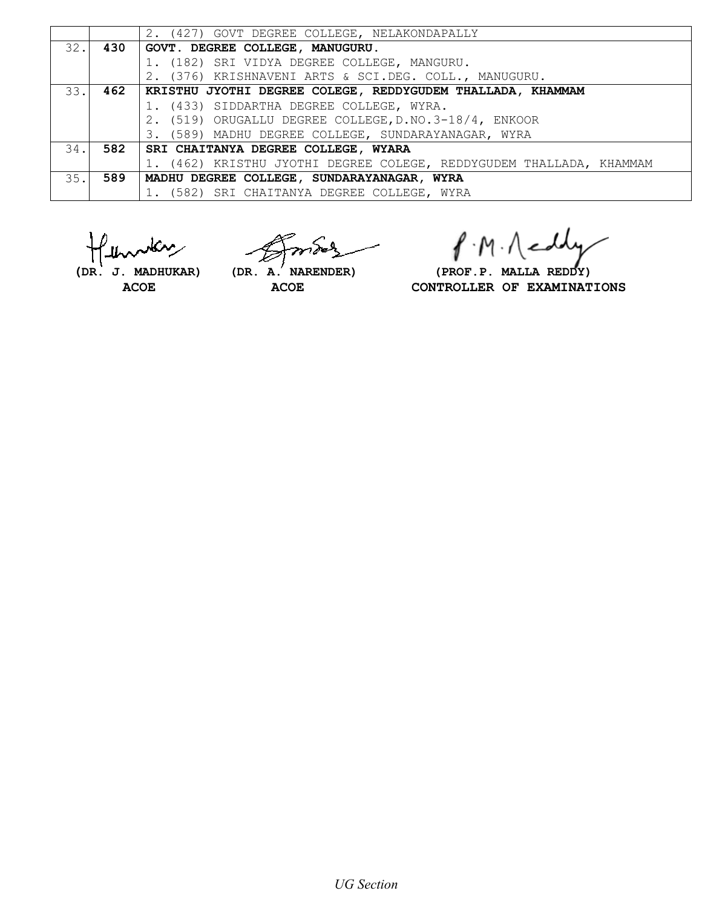|  |  |  |
|---|---|---|
|  |  | 2. (427) GOVT DEGREE COLLEGE, NELAKONDAPALLY |
| 32. | **430** | **GOVT. DEGREE COLLEGE, MANUGURU.** |
|  |  | 1. (182) SRI VIDYA DEGREE COLLEGE, MANGURU. |
|  |  | 2. (376) KRISHNAVENI ARTS & SCI.DEG. COLL., MANUGURU. |
| 33. | **462** | **KRISTHU JYOTHI DEGREE COLEGE, REDDYGUDEM THALLADA, KHAMMAM** |
|  |  | 1. (433) SIDDARTHA DEGREE COLLEGE, WYRA. |
|  |  | 2. (519) ORUGALLU DEGREE COLLEGE,D.NO.3-18/4, ENKOOR |
|  |  | 3. (589) MADHU DEGREE COLLEGE, SUNDARAYANAGAR, WYRA |
| 34. | **582** | **SRI CHAITANYA DEGREE COLLEGE, WYARA** |
|  |  | 1. (462) KRISTHU JYOTHI DEGREE COLEGE, REDDYGUDEM THALLADA, KHAMMAM |
| 35. | **589** | **MADHU DEGREE COLLEGE, SUNDARAYANAGAR, WYRA** |
|  |  | 1. (582) SRI CHAITANYA DEGREE COLLEGE, WYRA |

**(DR. J. MADHUKAR)**
**ACOE**

**(DR. A. NARENDER)**
**ACOE**

**(PROF.P. MALLA REDDY)**
**CONTROLLER OF EXAMINATIONS**

*UG Section*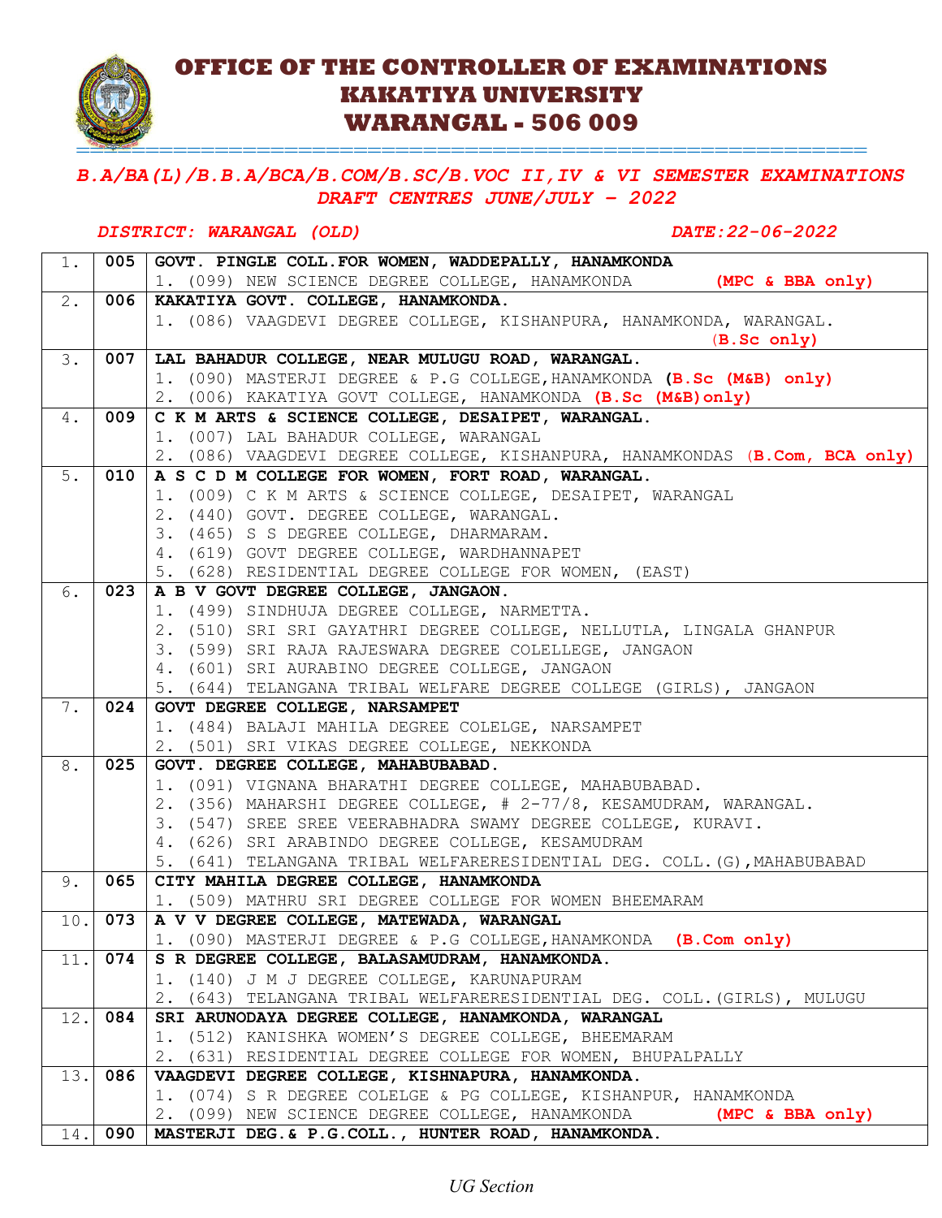# OFFICE OF THE CONTROLLER OF EXAMINATIONS
# KAKATIYA UNIVERSITY
# WARANGAL - 506 009

***B.A/BA(L)/B.B.A/BCA/B.COM/B.SC/B.VOC II,IV & VI SEMESTER EXAMINATIONS***
***DRAFT CENTRES JUNE/JULY – 2022***

***DISTRICT: WARANGAL (OLD)*** ***DATE:22-06-2022***

| | | |
|---|---|---|
| 1. | **005** | **GOVT. PINGLE COLL.FOR WOMEN, WADDEPALLY, HANAMKONDA**<br>1. (099) NEW SCIENCE DEGREE COLLEGE, HANAMKONDA **(MPC & BBA only)** |
| 2. | **006** | **KAKATIYA GOVT. COLLEGE, HANAMKONDA.**<br>1. (086) VAAGDEVI DEGREE COLLEGE, KISHANPURA, HANAMKONDA, WARANGAL. **(B.Sc only)** |
| 3. | **007** | **LAL BAHADUR COLLEGE, NEAR MULUGU ROAD, WARANGAL.**<br>1. (090) MASTERJI DEGREE & P.G COLLEGE,HANAMKONDA **(B.Sc (M&B) only)**<br>2. (006) KAKATIYA GOVT COLLEGE, HANAMKONDA **(B.Sc (M&B)only)** |
| 4. | **009** | **C K M ARTS & SCIENCE COLLEGE, DESAIPET, WARANGAL.**<br>1. (007) LAL BAHADUR COLLEGE, WARANGAL<br>2. (086) VAAGDEVI DEGREE COLLEGE, KISHANPURA, HANAMKONDAS **(B.Com, BCA only)** |
| 5. | **010** | **A S C D M COLLEGE FOR WOMEN, FORT ROAD, WARANGAL.**<br>1. (009) C K M ARTS & SCIENCE COLLEGE, DESAIPET, WARANGAL<br>2. (440) GOVT. DEGREE COLLEGE, WARANGAL.<br>3. (465) S S DEGREE COLLEGE, DHARMARAM.<br>4. (619) GOVT DEGREE COLLEGE, WARDHANNAPET<br>5. (628) RESIDENTIAL DEGREE COLLEGE FOR WOMEN, (EAST) |
| 6. | **023** | **A B V GOVT DEGREE COLLEGE, JANGAON.**<br>1. (499) SINDHUJA DEGREE COLLEGE, NARMETTA.<br>2. (510) SRI SRI GAYATHRI DEGREE COLLEGE, NELLUTLA, LINGALA GHANPUR<br>3. (599) SRI RAJA RAJESWARA DEGREE COLELLEGE, JANGAON<br>4. (601) SRI AURABINO DEGREE COLLEGE, JANGAON<br>5. (644) TELANGANA TRIBAL WELFARE DEGREE COLLEGE (GIRLS), JANGAON |
| 7. | **024** | **GOVT DEGREE COLLEGE, NARSAMPET**<br>1. (484) BALAJI MAHILA DEGREE COLELGE, NARSAMPET<br>2. (501) SRI VIKAS DEGREE COLLEGE, NEKKONDA |
| 8. | **025** | **GOVT. DEGREE COLLEGE, MAHABUBABAD.**<br>1. (091) VIGNANA BHARATHI DEGREE COLLEGE, MAHABUBABAD.<br>2. (356) MAHARSHI DEGREE COLLEGE, # 2-77/8, KESAMUDRAM, WARANGAL.<br>3. (547) SREE SREE VEERABHADRA SWAMY DEGREE COLLEGE, KURAVI.<br>4. (626) SRI ARABINDO DEGREE COLLEGE, KESAMUDRAM<br>5. (641) TELANGANA TRIBAL WELFARERESIDENTIAL DEG. COLL.(G),MAHABUBABAD |
| 9. | **065** | **CITY MAHILA DEGREE COLLEGE, HANAMKONDA**<br>1. (509) MATHRU SRI DEGREE COLLEGE FOR WOMEN BHEEMARAM |
| 10. | **073** | **A V V DEGREE COLLEGE, MATEWADA, WARANGAL**<br>1. (090) MASTERJI DEGREE & P.G COLLEGE,HANAMKONDA **(B.Com only)** |
| 11. | **074** | **S R DEGREE COLLEGE, BALASAMUDRAM, HANAMKONDA.**<br>1. (140) J M J DEGREE COLLEGE, KARUNAPURAM<br>2. (643) TELANGANA TRIBAL WELFARERESIDENTIAL DEG. COLL.(GIRLS), MULUGU |
| 12. | **084** | **SRI ARUNODAYA DEGREE COLLEGE, HANAMKONDA, WARANGAL**<br>1. (512) KANISHKA WOMEN'S DEGREE COLLEGE, BHEEMARAM<br>2. (631) RESIDENTIAL DEGREE COLLEGE FOR WOMEN, BHUPALPALLY |
| 13. | **086** | **VAAGDEVI DEGREE COLLEGE, KISHNAPURA, HANAMKONDA.**<br>1. (074) S R DEGREE COLELGE & PG COLLEGE, KISHANPUR, HANAMKONDA<br>2. (099) NEW SCIENCE DEGREE COLLEGE, HANAMKONDA **(MPC & BBA only)** |
| 14. | **090** | **MASTERJI DEG.& P.G.COLL., HUNTER ROAD, HANAMKONDA.** |

*UG Section*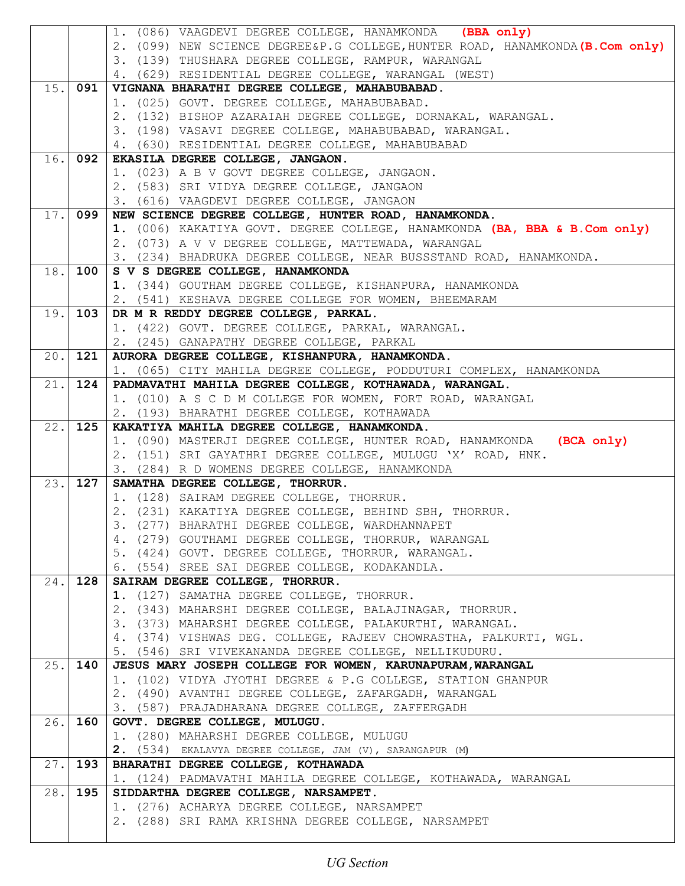| | | |
|---|---|---|
| | | 1. (086) VAAGDEVI DEGREE COLLEGE, HANAMKONDA **(BBA only)**<br>2. (099) NEW SCIENCE DEGREE&P.G COLLEGE,HUNTER ROAD, HANAMKONDA **(B.Com only)**<br>3. (139) THUSHARA DEGREE COLLEGE, RAMPUR, WARANGAL<br>4. (629) RESIDENTIAL DEGREE COLLEGE, WARANGAL (WEST) |
| 15. | **091** | **VIGNANA BHARATHI DEGREE COLLEGE, MAHABUBABAD.**<br>1. (025) GOVT. DEGREE COLLEGE, MAHABUBABAD.<br>2. (132) BISHOP AZARAIAH DEGREE COLLEGE, DORNAKAL, WARANGAL.<br>3. (198) VASAVI DEGREE COLLEGE, MAHABUBABAD, WARANGAL.<br>4. (630) RESIDENTIAL DEGREE COLLEGE, MAHABUBABAD |
| 16. | **092** | **EKASILA DEGREE COLLEGE, JANGAON.**<br>1. (023) A B V GOVT DEGREE COLLEGE, JANGAON.<br>2. (583) SRI VIDYA DEGREE COLLEGE, JANGAON<br>3. (616) VAAGDEVI DEGREE COLLEGE, JANGAON |
| 17. | **099** | **NEW SCIENCE DEGREE COLLEGE, HUNTER ROAD, HANAMKONDA.**<br>**1.** (006) KAKATIYA GOVT. DEGREE COLLEGE, HANAMKONDA **(BA, BBA & B.Com only)**<br>2. (073) A V V DEGREE COLLEGE, MATTEWADA, WARANGAL<br>3. (234) BHADRUKA DEGREE COLLEGE, NEAR BUSSSTAND ROAD, HANAMKONDA. |
| 18. | **100** | **S V S DEGREE COLLEGE, HANAMKONDA**<br>**1.** (344) GOUTHAM DEGREE COLLEGE, KISHANPURA, HANAMKONDA<br>2. (541) KESHAVA DEGREE COLLEGE FOR WOMEN, BHEEMARAM |
| 19. | **103** | **DR M R REDDY DEGREE COLLEGE, PARKAL.**<br>1. (422) GOVT. DEGREE COLLEGE, PARKAL, WARANGAL.<br>2. (245) GANAPATHY DEGREE COLLEGE, PARKAL |
| 20. | **121** | **AURORA DEGREE COLLEGE, KISHANPURA, HANAMKONDA.**<br>1. (065) CITY MAHILA DEGREE COLLEGE, PODDUTURI COMPLEX, HANAMKONDA |
| 21. | **124** | **PADMAVATHI MAHILA DEGREE COLLEGE, KOTHAWADA, WARANGAL.**<br>1. (010) A S C D M COLLEGE FOR WOMEN, FORT ROAD, WARANGAL<br>2. (193) BHARATHI DEGREE COLLEGE, KOTHAWADA |
| 22. | **125** | **KAKATIYA MAHILA DEGREE COLLEGE, HANAMKONDA.**<br>1. (090) MASTERJI DEGREE COLLEGE, HUNTER ROAD, HANAMKONDA **(BCA only)**<br>2. (151) SRI GAYATHRI DEGREE COLLEGE, MULUGU 'X' ROAD, HNK.<br>3. (284) R D WOMENS DEGREE COLLEGE, HANAMKONDA |
| 23. | **127** | **SAMATHA DEGREE COLLEGE, THORRUR.**<br>1. (128) SAIRAM DEGREE COLLEGE, THORRUR.<br>2. (231) KAKATIYA DEGREE COLLEGE, BEHIND SBH, THORRUR.<br>3. (277) BHARATHI DEGREE COLLEGE, WARDHANNAPET<br>4. (279) GOUTHAMI DEGREE COLLEGE, THORRUR, WARANGAL<br>5. (424) GOVT. DEGREE COLLEGE, THORRUR, WARANGAL.<br>6. (554) SREE SAI DEGREE COLLEGE, KODAKANDLA. |
| 24. | **128** | **SAIRAM DEGREE COLLEGE, THORRUR.**<br>**1.** (127) SAMATHA DEGREE COLLEGE, THORRUR.<br>2. (343) MAHARSHI DEGREE COLLEGE, BALAJINAGAR, THORRUR.<br>3. (373) MAHARSHI DEGREE COLLEGE, PALAKURTHI, WARANGAL.<br>4. (374) VISHWAS DEG. COLLEGE, RAJEEV CHOWRASTHA, PALKURTI, WGL.<br>5. (546) SRI VIVEKANANDA DEGREE COLLEGE, NELLIKUDURU. |
| 25. | **140** | **JESUS MARY JOSEPH COLLEGE FOR WOMEN, KARUNAPURAM,WARANGAL**<br>1. (102) VIDYA JYOTHI DEGREE & P.G COLLEGE, STATION GHANPUR<br>2. (490) AVANTHI DEGREE COLLEGE, ZAFARGADH, WARANGAL<br>3. (587) PRAJADHARANA DEGREE COLLEGE, ZAFFERGADH |
| 26. | **160** | **GOVT. DEGREE COLLEGE, MULUGU.**<br>1. (280) MAHARSHI DEGREE COLLEGE, MULUGU<br>**2.** (534) EKALAVYA DEGREE COLLEGE, JAM (V), SARANGAPUR (M) |
| 27. | **193** | **BHARATHI DEGREE COLLEGE, KOTHAWADA**<br>1. (124) PADMAVATHI MAHILA DEGREE COLLEGE, KOTHAWADA, WARANGAL |
| 28. | **195** | **SIDDARTHA DEGREE COLLEGE, NARSAMPET.**<br>1. (276) ACHARYA DEGREE COLLEGE, NARSAMPET<br>2. (288) SRI RAMA KRISHNA DEGREE COLLEGE, NARSAMPET |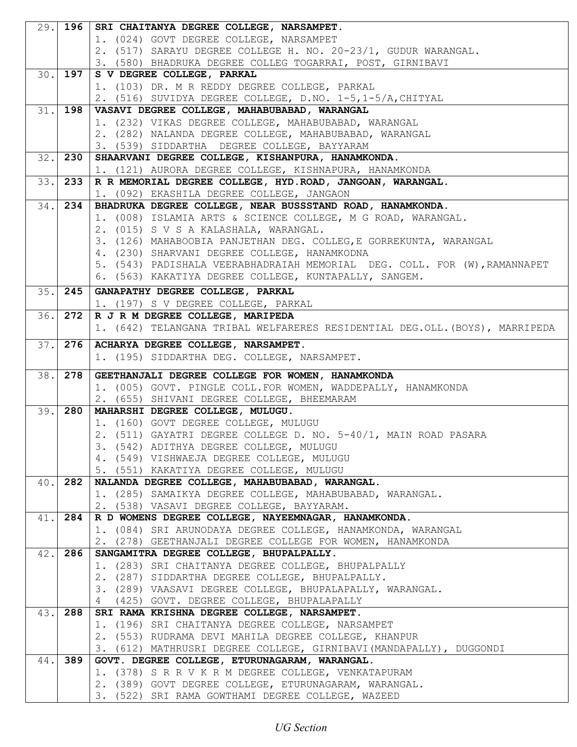| | | |
|---|---|---|
| 29. | **196** | **SRI CHAITANYA DEGREE COLLEGE, NARSAMPET.**<br>1. (024) GOVT DEGREE COLLEGE, NARSAMPET<br>2. (517) SARAYU DEGREE COLLEGE H. NO. 20-23/1, GUDUR WARANGAL.<br>3. (580) BHADRUKA DEGREE COLLEG TOGARRAI, POST, GIRNIBAVI |
| 30. | **197** | **S V DEGREE COLLEGE, PARKAL**<br>1. (103) DR. M R REDDY DEGREE COLLEGE, PARKAL<br>2. (516) SUVIDYA DEGREE COLLEGE, D.NO. 1-5,1-5/A,CHITYAL |
| 31. | **198** | **VASAVI DEGREE COLLEGE, MAHABUBABAD, WARANGAL**<br>1. (232) VIKAS DEGREE COLLEGE, MAHABUBABAD, WARANGAL<br>2. (282) NALANDA DEGREE COLLEGE, MAHABUBABAD, WARANGAL<br>3. (539) SIDDARTHA DEGREE COLLEGE, BAYYARAM |
| 32. | **230** | **SHAARVANI DEGREE COLLEGE, KISHANPURA, HANAMKONDA.**<br>1. (121) AURORA DEGREE COLLEGE, KISHNAPURA, HANAMKONDA |
| 33. | **233** | **R R MEMORIAL DEGREE COLLEGE, HYD.ROAD, JANGOAN, WARANGAL.**<br>1. (092) EKASHILA DEGREE COLLEGE, JANGAON |
| 34. | **234** | **BHADRUKA DEGREE COLLEGE, NEAR BUSSSTAND ROAD, HANAMKONDA.**<br>1. (008) ISLAMIA ARTS & SCIENCE COLLEGE, M G ROAD, WARANGAL.<br>2. (015) S V S A KALASHALA, WARANGAL.<br>3. (126) MAHABOOBIA PANJETHAN DEG. COLLEG,E GORREKUNTA, WARANGAL<br>4. (230) SHARVANI DEGREE COLLEGE, HANAMKODNA<br>5. (543) PADISHALA VEERABHADRAIAH MEMORIAL DEG. COLL. FOR (W),RAMANNAPET<br>6. (563) KAKATIYA DEGREE COLLEGE, KUNTAPALLY, SANGEM. |
| 35. | **245** | **GANAPATHY DEGREE COLLEGE, PARKAL**<br>1. (197) S V DEGREE COLLEGE, PARKAL |
| 36. | **272** | **R J R M DEGREE COLLEGE, MARIPEDA**<br>1. (642) TELANGANA TRIBAL WELFARERES RESIDENTIAL DEG.OLL.(BOYS), MARRIPEDA |
| 37. | **276** | **ACHARYA DEGREE COLLEGE, NARSAMPET.**<br>1. (195) SIDDARTHA DEG. COLLEGE, NARSAMPET. |
| 38. | **278** | **GEETHANJALI DEGREE COLLEGE FOR WOMEN, HANAMKONDA**<br>1. (005) GOVT. PINGLE COLL.FOR WOMEN, WADDEPALLY, HANAMKONDA<br>2. (655) SHIVANI DEGREE COLLEGE, BHEEMARAM |
| 39. | **280** | **MAHARSHI DEGREE COLLEGE, MULUGU.**<br>1. (160) GOVT DEGREE COLLEGE, MULUGU<br>2. (511) GAYATRI DEGREE COLLEGE D. NO. 5-40/1, MAIN ROAD PASARA<br>3. (542) ADITHYA DEGREE COLLEGE, MULUGU<br>4. (549) VISHWAEJA DEGREE COLLEGE, MULUGU<br>5. (551) KAKATIYA DEGREE COLLEGE, MULUGU |
| 40. | **282** | **NALANDA DEGREE COLLEGE, MAHABUBABAD, WARANGAL.**<br>1. (285) SAMAIKYA DEGREE COLLEGE, MAHABUBABAD, WARANGAL.<br>2. (538) VASAVI DEGREE COLLEGE, BAYYARAM. |
| 41. | **284** | **R D WOMENS DEGREE COLLEGE, NAYEEMNAGAR, HANAMKONDA.**<br>1. (084) SRI ARUNODAYA DEGREE COLLEGE, HANAMKONDA, WARANGAL<br>2. (278) GEETHANJALI DEGREE COLLEGE FOR WOMEN, HANAMKONDA |
| 42. | **286** | **SANGAMITRA DEGREE COLLEGE, BHUPALPALLY.**<br>1. (283) SRI CHAITANYA DEGREE COLLEGE, BHUPALPALLY<br>2. (287) SIDDARTHA DEGREE COLLEGE, BHUPALPALLY.<br>3. (289) VAASAVI DEGREE COLLEGE, BHUPALAPALLY, WARANGAL.<br>4 (425) GOVT. DEGREE COLLEGE, BHUPALAPALLY |
| 43. | **288** | **SRI RAMA KRISHNA DEGREE COLLEGE, NARSAMPET.**<br>1. (196) SRI CHAITANYA DEGREE COLLEGE, NARSAMPET<br>2. (553) RUDRAMA DEVI MAHILA DEGREE COLLEGE, KHANPUR<br>3. (612) MATHRUSRI DEGREE COLLEGE, GIRNIBAVI(MANDAPALLY), DUGGONDI |
| 44. | **389** | **GOVT. DEGREE COLLEGE, ETURUNAGARAM, WARANGAL.**<br>1. (378) S R R V K R M DEGREE COLLEGE, VENKATAPURAM<br>2. (389) GOVT DEGREE COLLEGE, ETURUNAGARAM, WARANGAL.<br>3. (522) SRI RAMA GOWTHAMI DEGREE COLLEGE, WAZEED |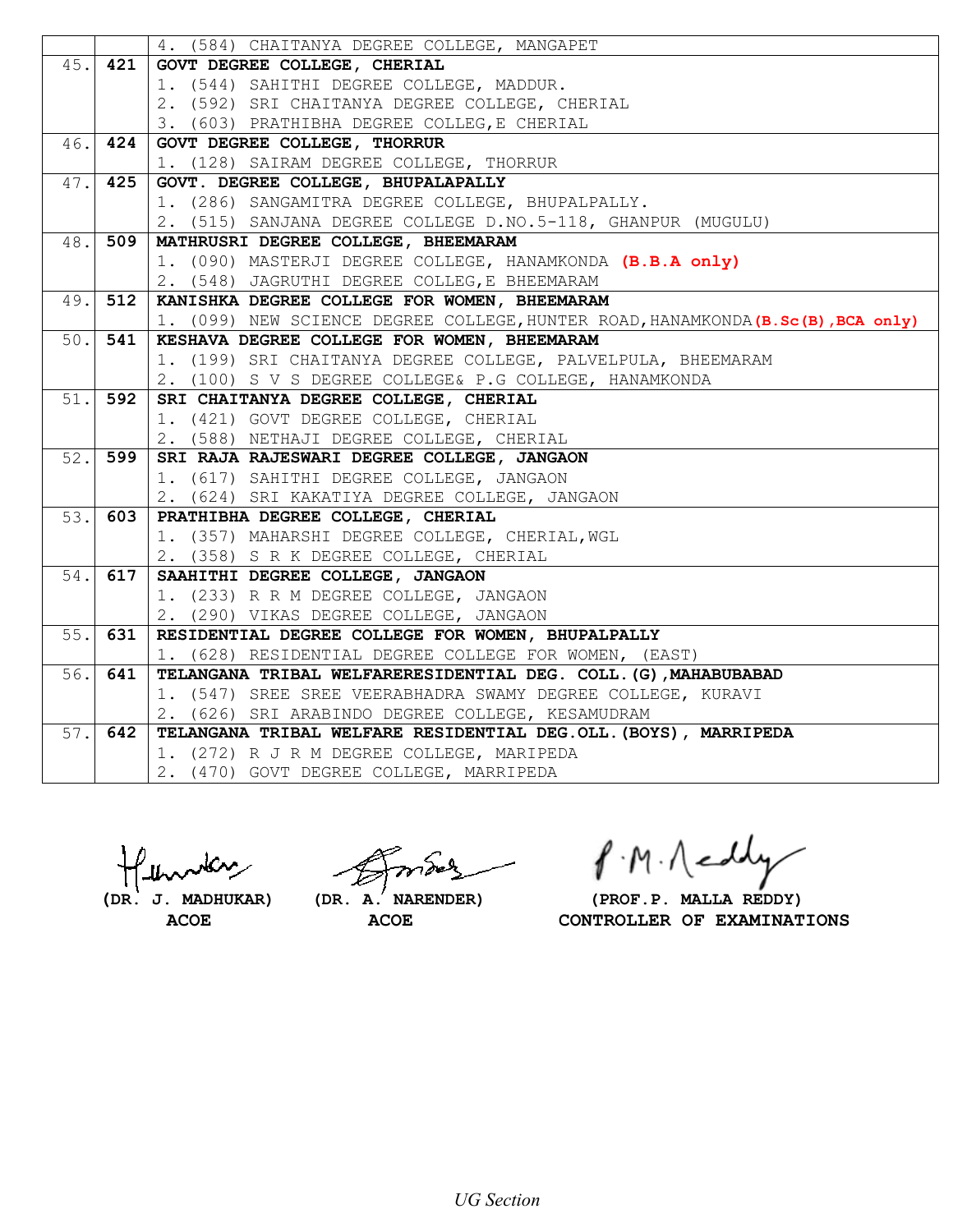| | | |
|---|---|---|
| | | 4. (584) CHAITANYA DEGREE COLLEGE, MANGAPET |
| 45. | **421** | **GOVT DEGREE COLLEGE, CHERIAL** |
| | | 1. (544) SAHITHI DEGREE COLLEGE, MADDUR. |
| | | 2. (592) SRI CHAITANYA DEGREE COLLEGE, CHERIAL |
| | | 3. (603) PRATHIBHA DEGREE COLLEG,E CHERIAL |
| 46. | **424** | **GOVT DEGREE COLLEGE, THORRUR** |
| | | 1. (128) SAIRAM DEGREE COLLEGE, THORRUR |
| 47. | **425** | **GOVT. DEGREE COLLEGE, BHUPALAPALLY** |
| | | 1. (286) SANGAMITRA DEGREE COLLEGE, BHUPALPALLY. |
| | | 2. (515) SANJANA DEGREE COLLEGE D.NO.5-118, GHANPUR (MUGULU) |
| 48. | **509** | **MATHRUSRI DEGREE COLLEGE, BHEEMARAM** |
| | | 1. (090) MASTERJI DEGREE COLLEGE, HANAMKONDA **(B.B.A only)** |
| | | 2. (548) JAGRUTHI DEGREE COLLEG,E BHEEMARAM |
| 49. | **512** | **KANISHKA DEGREE COLLEGE FOR WOMEN, BHEEMARAM** |
| | | 1. (099) NEW SCIENCE DEGREE COLLEGE,HUNTER ROAD,HANAMKONDA **(B.Sc(B),BCA only)** |
| 50. | **541** | **KESHAVA DEGREE COLLEGE FOR WOMEN, BHEEMARAM** |
| | | 1. (199) SRI CHAITANYA DEGREE COLLEGE, PALVELPULA, BHEEMARAM |
| | | 2. (100) S V S DEGREE COLLEGE& P.G COLLEGE, HANAMKONDA |
| 51. | **592** | **SRI CHAITANYA DEGREE COLLEGE, CHERIAL** |
| | | 1. (421) GOVT DEGREE COLLEGE, CHERIAL |
| | | 2. (588) NETHAJI DEGREE COLLEGE, CHERIAL |
| 52. | **599** | **SRI RAJA RAJESWARI DEGREE COLLEGE, JANGAON** |
| | | 1. (617) SAHITHI DEGREE COLLEGE, JANGAON |
| | | 2. (624) SRI KAKATIYA DEGREE COLLEGE, JANGAON |
| 53. | **603** | **PRATHIBHA DEGREE COLLEGE, CHERIAL** |
| | | 1. (357) MAHARSHI DEGREE COLLEGE, CHERIAL,WGL |
| | | 2. (358) S R K DEGREE COLLEGE, CHERIAL |
| 54. | **617** | **SAAHITHI DEGREE COLLEGE, JANGAON** |
| | | 1. (233) R R M DEGREE COLLEGE, JANGAON |
| | | 2. (290) VIKAS DEGREE COLLEGE, JANGAON |
| 55. | **631** | **RESIDENTIAL DEGREE COLLEGE FOR WOMEN, BHUPALPALLY** |
| | | 1. (628) RESIDENTIAL DEGREE COLLEGE FOR WOMEN, (EAST) |
| 56. | **641** | **TELANGANA TRIBAL WELFARERESIDENTIAL DEG. COLL.(G),MAHABUBABAD** |
| | | 1. (547) SREE SREE VEERABHADRA SWAMY DEGREE COLLEGE, KURAVI |
| | | 2. (626) SRI ARABINDO DEGREE COLLEGE, KESAMUDRAM |
| 57. | **642** | **TELANGANA TRIBAL WELFARE RESIDENTIAL DEG.OLL.(BOYS), MARRIPEDA** |
| | | 1. (272) R J R M DEGREE COLLEGE, MARIPEDA |
| | | 2. (470) GOVT DEGREE COLLEGE, MARRIPEDA |

**(DR. J. MADHUKAR)**
**ACOE**

**(DR. A. NARENDER)**
**ACOE**

**(PROF.P. MALLA REDDY)**
**CONTROLLER OF EXAMINATIONS**

*UG Section*